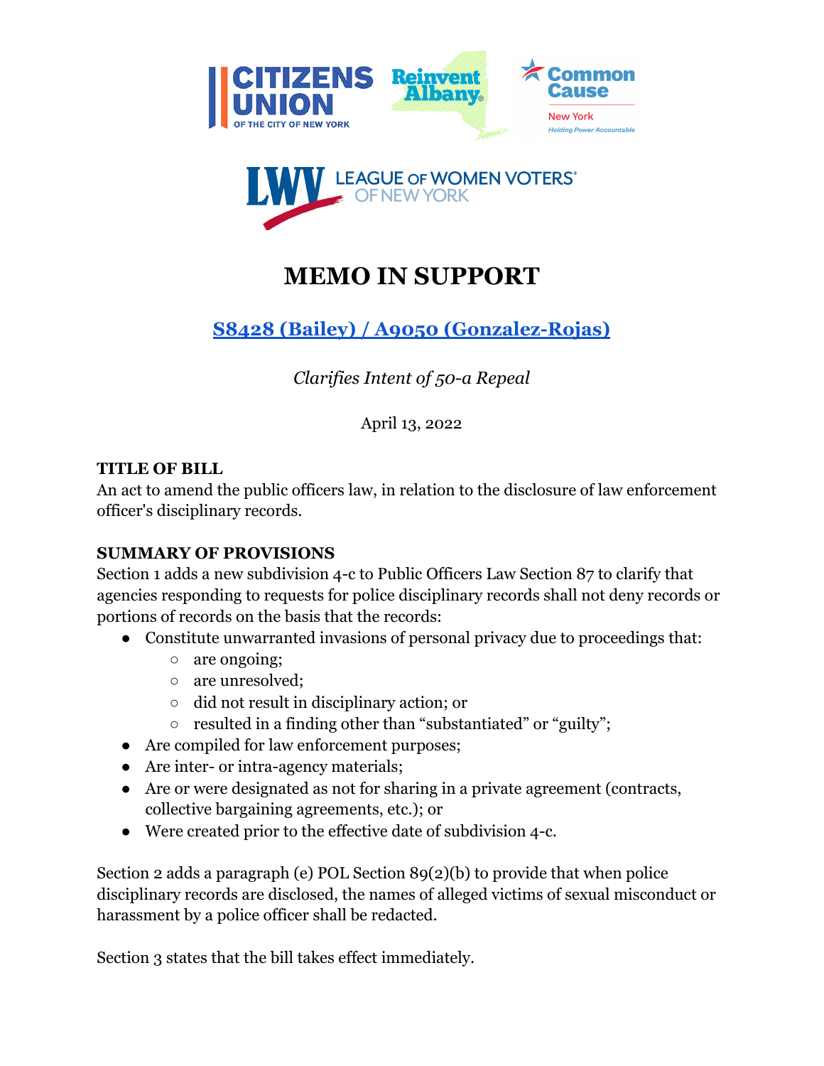# MEMO IN SUPPORT

## S8428 (Bailey) / A9050 (Gonzalez-Rojas)

*Clarifies Intent of 50-a Repeal*

April 13, 2022

**TITLE OF BILL**
An act to amend the public officers law, in relation to the disclosure of law enforcement officer's disciplinary records.

**SUMMARY OF PROVISIONS**
Section 1 adds a new subdivision 4-c to Public Officers Law Section 87 to clarify that agencies responding to requests for police disciplinary records shall not deny records or portions of records on the basis that the records:

- Constitute unwarranted invasions of personal privacy due to proceedings that:
  - are ongoing;
  - are unresolved;
  - did not result in disciplinary action; or
  - resulted in a finding other than "substantiated" or "guilty";
- Are compiled for law enforcement purposes;
- Are inter- or intra-agency materials;
- Are or were designated as not for sharing in a private agreement (contracts, collective bargaining agreements, etc.); or
- Were created prior to the effective date of subdivision 4-c.

Section 2 adds a paragraph (e) POL Section 89(2)(b) to provide that when police disciplinary records are disclosed, the names of alleged victims of sexual misconduct or harassment by a police officer shall be redacted.

Section 3 states that the bill takes effect immediately.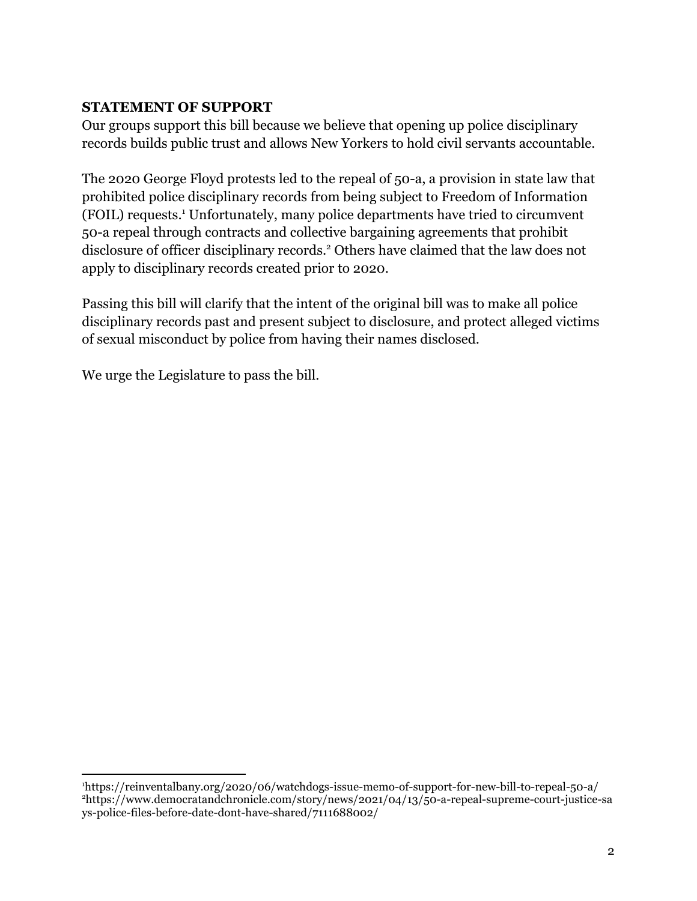**STATEMENT OF SUPPORT**

Our groups support this bill because we believe that opening up police disciplinary records builds public trust and allows New Yorkers to hold civil servants accountable.

The 2020 George Floyd protests led to the repeal of 50-a, a provision in state law that prohibited police disciplinary records from being subject to Freedom of Information (FOIL) requests.[1] Unfortunately, many police departments have tried to circumvent 50-a repeal through contracts and collective bargaining agreements that prohibit disclosure of officer disciplinary records.[2] Others have claimed that the law does not apply to disciplinary records created prior to 2020.

Passing this bill will clarify that the intent of the original bill was to make all police disciplinary records past and present subject to disclosure, and protect alleged victims of sexual misconduct by police from having their names disclosed.

We urge the Legislature to pass the bill.

---

[1]https://reinventalbany.org/2020/06/watchdogs-issue-memo-of-support-for-new-bill-to-repeal-50-a/

[2]https://www.democratandchronicle.com/story/news/2021/04/13/50-a-repeal-supreme-court-justice-says-police-files-before-date-dont-have-shared/7111688002/